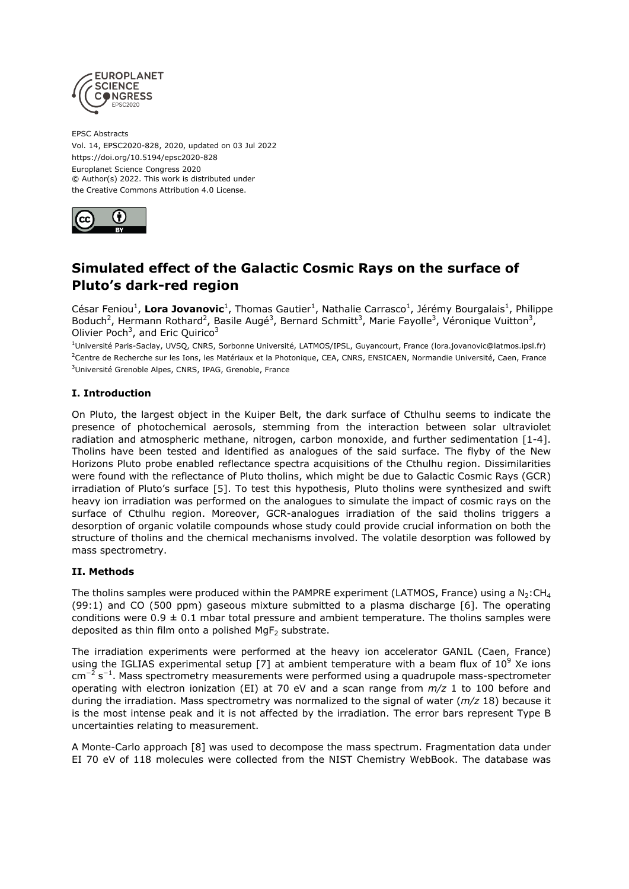EPSC Abstracts
Vol. 14, EPSC2020-828, 2020, updated on 03 Jul 2022
https://doi.org/10.5194/epsc2020-828
Europlanet Science Congress 2020
© Author(s) 2022. This work is distributed under
the Creative Commons Attribution 4.0 License.

# Simulated effect of the Galactic Cosmic Rays on the surface of Pluto's dark-red region

César Feniou[1], **Lora Jovanovic**[1], Thomas Gautier[1], Nathalie Carrasco[1], Jérémy Bourgalais[1], Philippe Boduch[2], Hermann Rothard[2], Basile Augé[3], Bernard Schmitt[3], Marie Fayolle[3], Véronique Vuitton[3], Olivier Poch[3], and Eric Quirico[3]

[1]Université Paris-Saclay, UVSQ, CNRS, Sorbonne Université, LATMOS/IPSL, Guyancourt, France (lora.jovanovic@latmos.ipsl.fr)
[2]Centre de Recherche sur les Ions, les Matériaux et la Photonique, CEA, CNRS, ENSICAEN, Normandie Université, Caen, France
[3]Université Grenoble Alpes, CNRS, IPAG, Grenoble, France

### I. Introduction

On Pluto, the largest object in the Kuiper Belt, the dark surface of Cthulhu seems to indicate the presence of photochemical aerosols, stemming from the interaction between solar ultraviolet radiation and atmospheric methane, nitrogen, carbon monoxide, and further sedimentation [1-4]. Tholins have been tested and identified as analogues of the said surface. The flyby of the New Horizons Pluto probe enabled reflectance spectra acquisitions of the Cthulhu region. Dissimilarities were found with the reflectance of Pluto tholins, which might be due to Galactic Cosmic Rays (GCR) irradiation of Pluto's surface [5]. To test this hypothesis, Pluto tholins were synthesized and swift heavy ion irradiation was performed on the analogues to simulate the impact of cosmic rays on the surface of Cthulhu region. Moreover, GCR-analogues irradiation of the said tholins triggers a desorption of organic volatile compounds whose study could provide crucial information on both the structure of tholins and the chemical mechanisms involved. The volatile desorption was followed by mass spectrometry.

### II. Methods

The tholins samples were produced within the PAMPRE experiment (LATMOS, France) using a $N_2$:$CH_4$ (99:1) and CO (500 ppm) gaseous mixture submitted to a plasma discharge [6]. The operating conditions were $0.9 \pm 0.1$ mbar total pressure and ambient temperature. The tholins samples were deposited as thin film onto a polished $MgF_2$ substrate.

The irradiation experiments were performed at the heavy ion accelerator GANIL (Caen, France) using the IGLIAS experimental setup [7] at ambient temperature with a beam flux of $10^9$ Xe ions $cm^{-2}$ $s^{-1}$. Mass spectrometry measurements were performed using a quadrupole mass-spectrometer operating with electron ionization (EI) at 70 eV and a scan range from *m/z* 1 to 100 before and during the irradiation. Mass spectrometry was normalized to the signal of water (*m/z* 18) because it is the most intense peak and it is not affected by the irradiation. The error bars represent Type B uncertainties relating to measurement.

A Monte-Carlo approach [8] was used to decompose the mass spectrum. Fragmentation data under EI 70 eV of 118 molecules were collected from the NIST Chemistry WebBook. The database was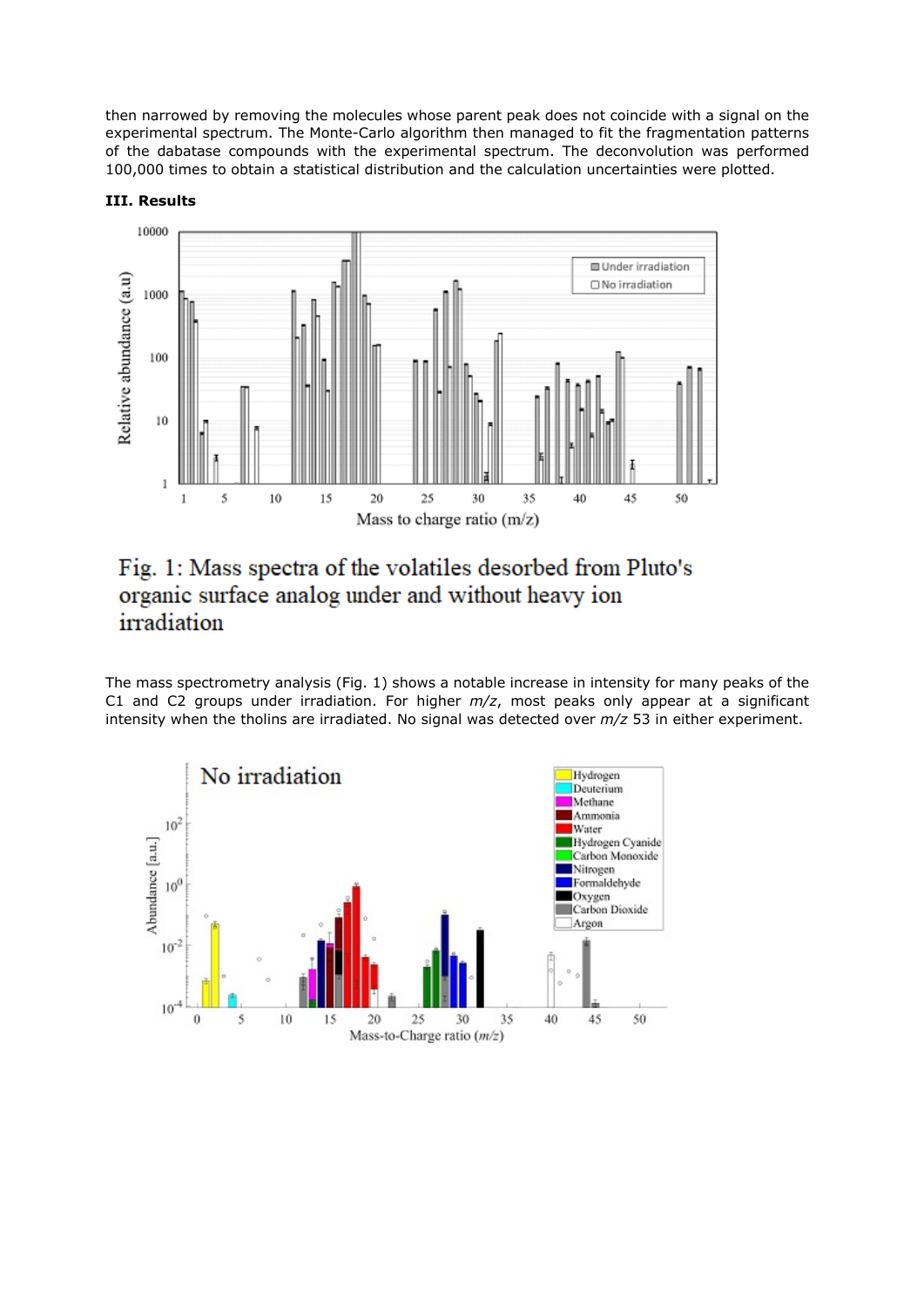then narrowed by removing the molecules whose parent peak does not coincide with a signal on the experimental spectrum. The Monte-Carlo algorithm then managed to fit the fragmentation patterns of the dabatase compounds with the experimental spectrum. The deconvolution was performed 100,000 times to obtain a statistical distribution and the calculation uncertainties were plotted.

**III. Results**

Fig. 1: Mass spectra of the volatiles desorbed from Pluto's organic surface analog under and without heavy ion irradiation

The mass spectrometry analysis (Fig. 1) shows a notable increase in intensity for many peaks of the C1 and C2 groups under irradiation. For higher *m/z*, most peaks only appear at a significant intensity when the tholins are irradiated. No signal was detected over *m/z* 53 in either experiment.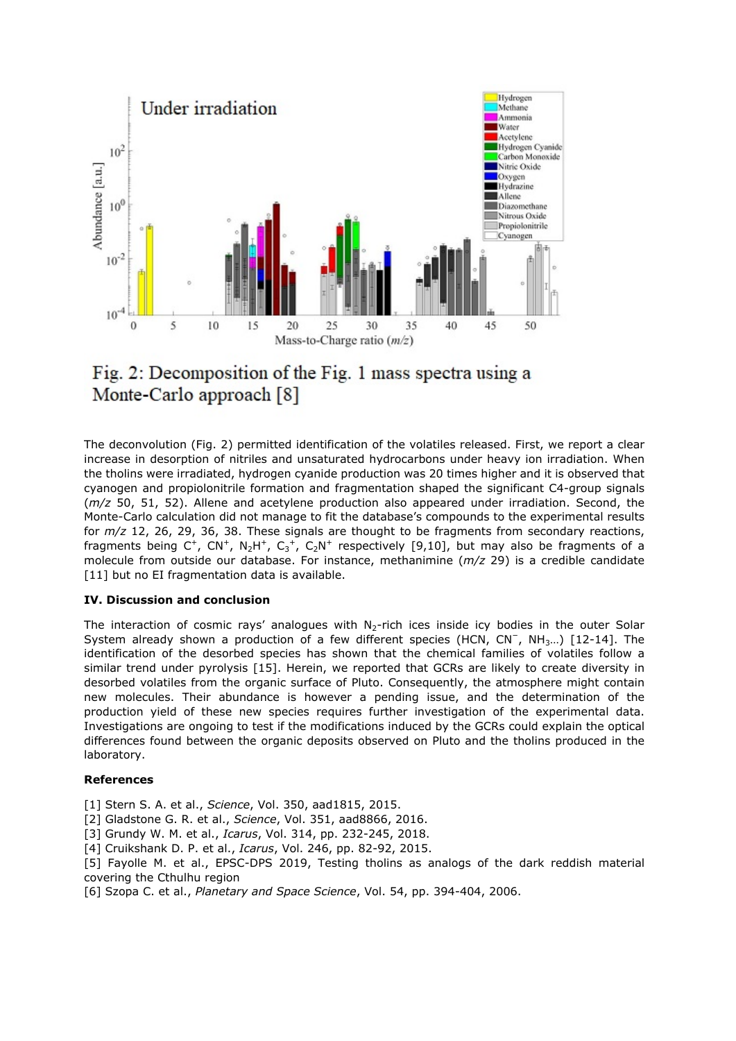Fig. 2: Decomposition of the Fig. 1 mass spectra using a Monte-Carlo approach [8]

The deconvolution (Fig. 2) permitted identification of the volatiles released. First, we report a clear increase in desorption of nitriles and unsaturated hydrocarbons under heavy ion irradiation. When the tholins were irradiated, hydrogen cyanide production was 20 times higher and it is observed that cyanogen and propiolonitrile formation and fragmentation shaped the significant C4-group signals (*m/z* 50, 51, 52). Allene and acetylene production also appeared under irradiation. Second, the Monte-Carlo calculation did not manage to fit the database's compounds to the experimental results for *m/z* 12, 26, 29, 36, 38. These signals are thought to be fragments from secondary reactions, fragments being $C^+$, $CN^+$, $N_2H^+$, $C_3^+$, $C_2N^+$ respectively [9,10], but may also be fragments of a molecule from outside our database. For instance, methanimine (*m/z* 29) is a credible candidate [11] but no EI fragmentation data is available.

**IV. Discussion and conclusion**

The interaction of cosmic rays' analogues with $N_2$-rich ices inside icy bodies in the outer Solar System already shown a production of a few different species (HCN, $CN^-$, $NH_3$…) [12-14]. The identification of the desorbed species has shown that the chemical families of volatiles follow a similar trend under pyrolysis [15]. Herein, we reported that GCRs are likely to create diversity in desorbed volatiles from the organic surface of Pluto. Consequently, the atmosphere might contain new molecules. Their abundance is however a pending issue, and the determination of the production yield of these new species requires further investigation of the experimental data. Investigations are ongoing to test if the modifications induced by the GCRs could explain the optical differences found between the organic deposits observed on Pluto and the tholins produced in the laboratory.

**References**

[1] Stern S. A. et al., *Science*, Vol. 350, aad1815, 2015.
[2] Gladstone G. R. et al., *Science*, Vol. 351, aad8866, 2016.
[3] Grundy W. M. et al., *Icarus*, Vol. 314, pp. 232-245, 2018.
[4] Cruikshank D. P. et al., *Icarus*, Vol. 246, pp. 82-92, 2015.
[5] Fayolle M. et al., EPSC-DPS 2019, Testing tholins as analogs of the dark reddish material covering the Cthulhu region
[6] Szopa C. et al., *Planetary and Space Science*, Vol. 54, pp. 394-404, 2006.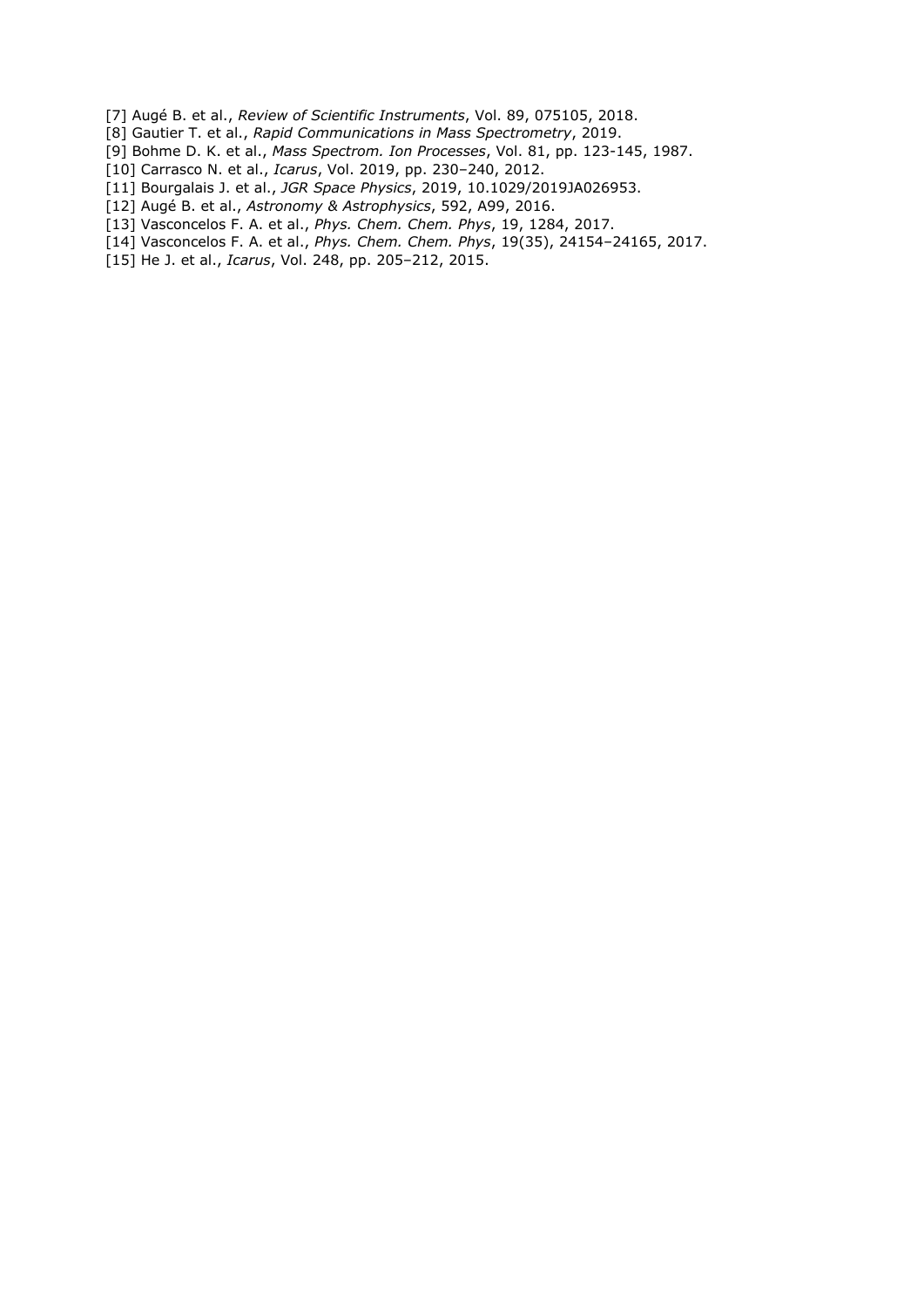[7] Augé B. et al., *Review of Scientific Instruments*, Vol. 89, 075105, 2018.
[8] Gautier T. et al., *Rapid Communications in Mass Spectrometry*, 2019.
[9] Bohme D. K. et al., *Mass Spectrom. Ion Processes*, Vol. 81, pp. 123-145, 1987.
[10] Carrasco N. et al., *Icarus*, Vol. 2019, pp. 230–240, 2012.
[11] Bourgalais J. et al., *JGR Space Physics*, 2019, 10.1029/2019JA026953.
[12] Augé B. et al., *Astronomy & Astrophysics*, 592, A99, 2016.
[13] Vasconcelos F. A. et al., *Phys. Chem. Chem. Phys*, 19, 1284, 2017.
[14] Vasconcelos F. A. et al., *Phys. Chem. Chem. Phys*, 19(35), 24154–24165, 2017.
[15] He J. et al., *Icarus*, Vol. 248, pp. 205–212, 2015.